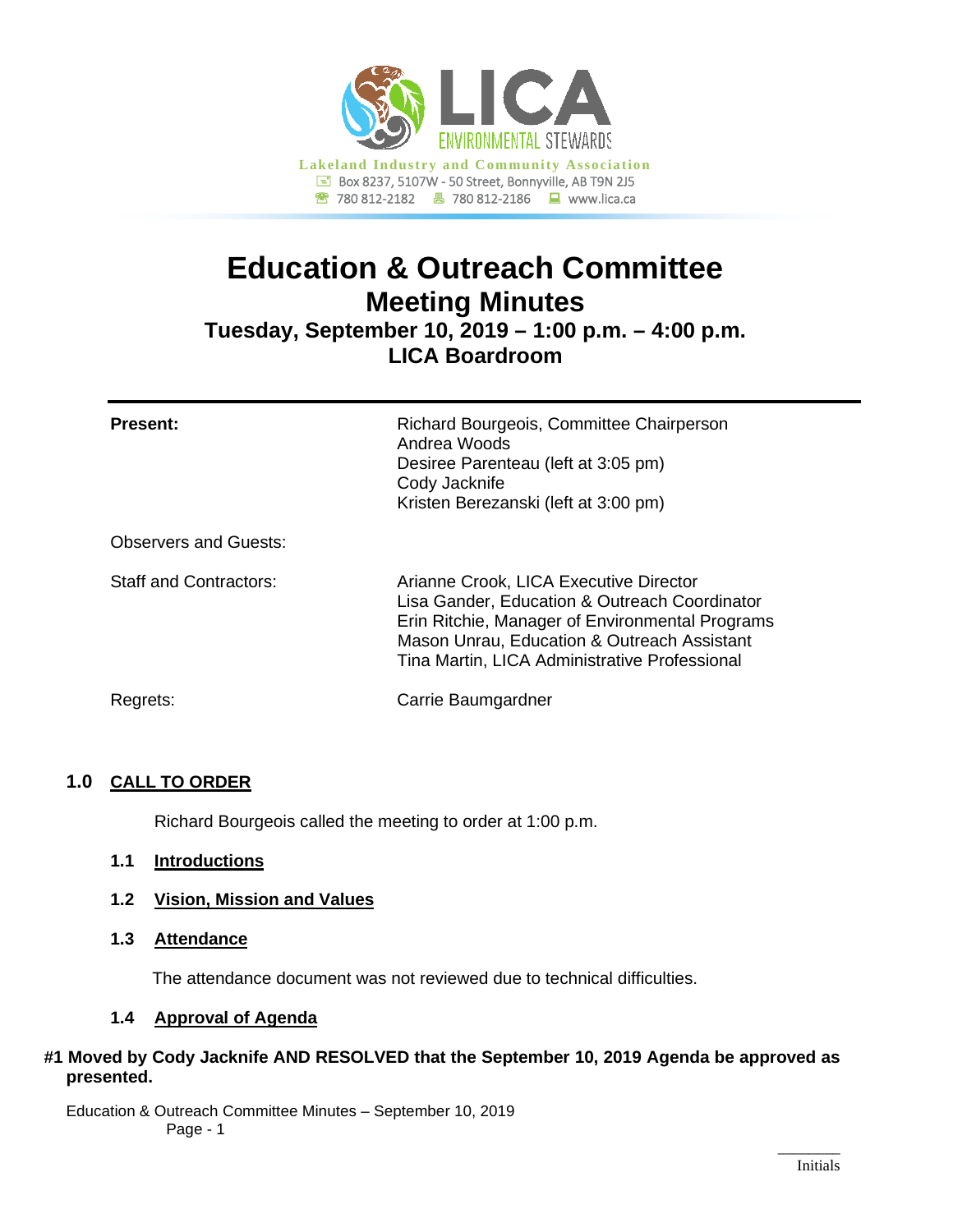LICA ENVIRONMENTAL STEWARDS

Lakeland Industry and Community Association
Box 8237, 5107W - 50 Street, Bonnyville, AB T9N 2J5
780 812-2182 780 812-2186 www.lica.ca

# Education & Outreach Committee
## Meeting Minutes
### Tuesday, September 10, 2019 – 1:00 p.m. – 4:00 p.m.
### LICA Boardroom

| | |
|---|---|
| **Present:** | Richard Bourgeois, Committee Chairperson<br>Andrea Woods<br>Desiree Parenteau (left at 3:05 pm)<br>Cody Jacknife<br>Kristen Berezanski (left at 3:00 pm) |
| Observers and Guests: | |
| Staff and Contractors: | Arianne Crook, LICA Executive Director<br>Lisa Gander, Education & Outreach Coordinator<br>Erin Ritchie, Manager of Environmental Programs<br>Mason Unrau, Education & Outreach Assistant<br>Tina Martin, LICA Administrative Professional |
| Regrets: | Carrie Baumgardner |

## 1.0 CALL TO ORDER

Richard Bourgeois called the meeting to order at 1:00 p.m.

### 1.1 Introductions

### 1.2 Vision, Mission and Values

### 1.3 Attendance

The attendance document was not reviewed due to technical difficulties.

### 1.4 Approval of Agenda

**#1 Moved by Cody Jacknife AND RESOLVED that the September 10, 2019 Agenda be approved as presented.**

Initials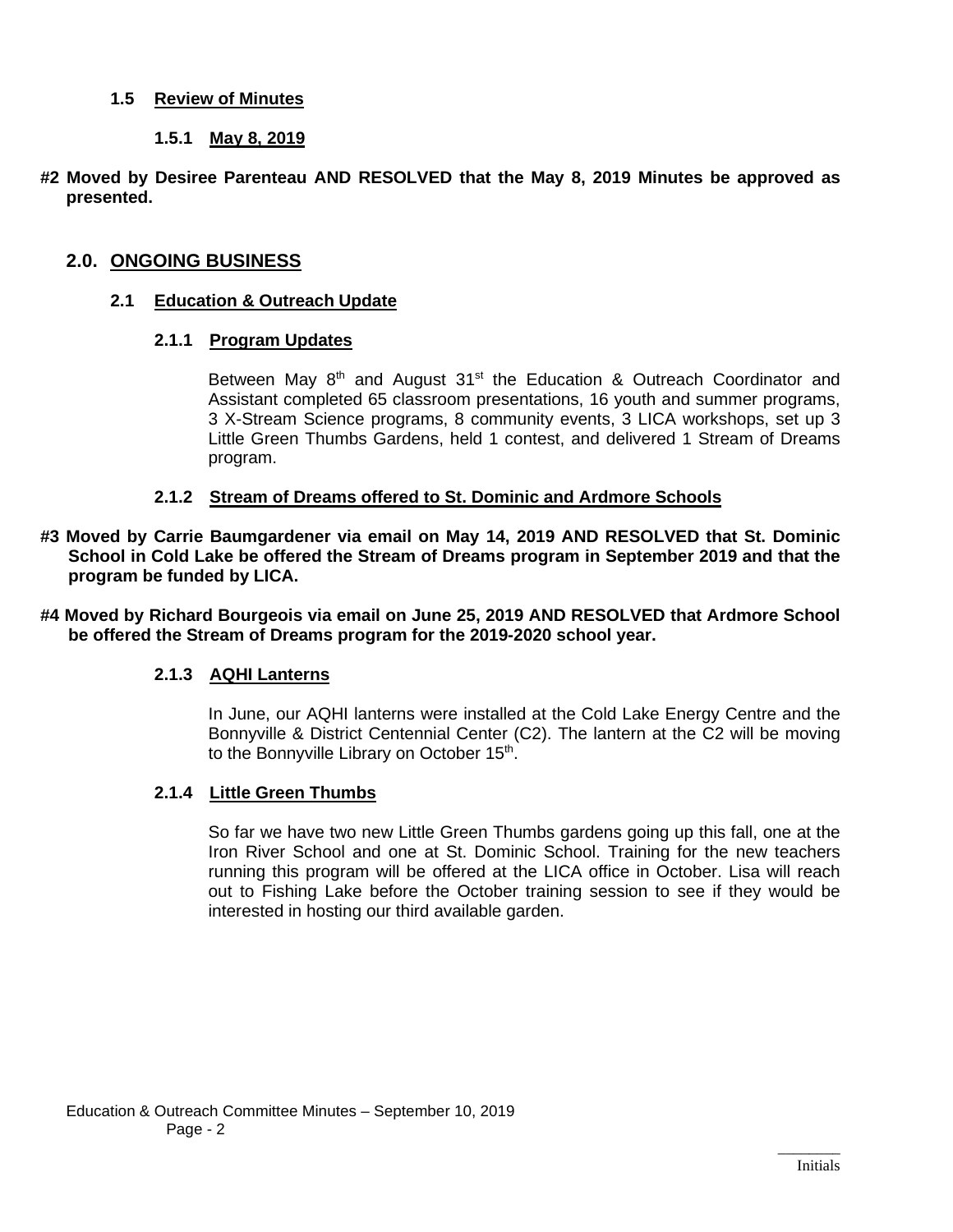### 1.5 Review of Minutes

#### 1.5.1 May 8, 2019

**#2 Moved by Desiree Parenteau AND RESOLVED that the May 8, 2019 Minutes be approved as presented.**

## 2.0. ONGOING BUSINESS

### 2.1 Education & Outreach Update

#### 2.1.1 Program Updates

Between May 8th and August 31st the Education & Outreach Coordinator and Assistant completed 65 classroom presentations, 16 youth and summer programs, 3 X-Stream Science programs, 8 community events, 3 LICA workshops, set up 3 Little Green Thumbs Gardens, held 1 contest, and delivered 1 Stream of Dreams program.

#### 2.1.2 Stream of Dreams offered to St. Dominic and Ardmore Schools

**#3 Moved by Carrie Baumgardener via email on May 14, 2019 AND RESOLVED that St. Dominic School in Cold Lake be offered the Stream of Dreams program in September 2019 and that the program be funded by LICA.**

**#4 Moved by Richard Bourgeois via email on June 25, 2019 AND RESOLVED that Ardmore School be offered the Stream of Dreams program for the 2019-2020 school year.**

#### 2.1.3 AQHI Lanterns

In June, our AQHI lanterns were installed at the Cold Lake Energy Centre and the Bonnyville & District Centennial Center (C2). The lantern at the C2 will be moving to the Bonnyville Library on October 15th.

#### 2.1.4 Little Green Thumbs

So far we have two new Little Green Thumbs gardens going up this fall, one at the Iron River School and one at St. Dominic School. Training for the new teachers running this program will be offered at the LICA office in October. Lisa will reach out to Fishing Lake before the October training session to see if they would be interested in hosting our third available garden.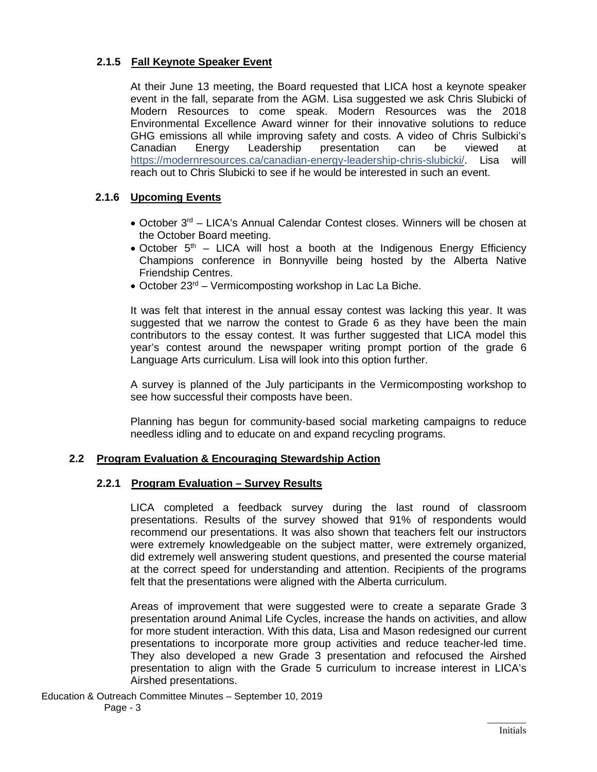#### 2.1.5 Fall Keynote Speaker Event

At their June 13 meeting, the Board requested that LICA host a keynote speaker event in the fall, separate from the AGM. Lisa suggested we ask Chris Slubicki of Modern Resources to come speak. Modern Resources was the 2018 Environmental Excellence Award winner for their innovative solutions to reduce GHG emissions all while improving safety and costs. A video of Chris Sulbicki's Canadian Energy Leadership presentation can be viewed at https://modernresources.ca/canadian-energy-leadership-chris-slubicki/. Lisa will reach out to Chris Slubicki to see if he would be interested in such an event.

#### 2.1.6 Upcoming Events

- October 3rd – LICA's Annual Calendar Contest closes. Winners will be chosen at the October Board meeting.
- October 5th – LICA will host a booth at the Indigenous Energy Efficiency Champions conference in Bonnyville being hosted by the Alberta Native Friendship Centres.
- October 23rd – Vermicomposting workshop in Lac La Biche.

It was felt that interest in the annual essay contest was lacking this year. It was suggested that we narrow the contest to Grade 6 as they have been the main contributors to the essay contest. It was further suggested that LICA model this year's contest around the newspaper writing prompt portion of the grade 6 Language Arts curriculum. Lisa will look into this option further.

A survey is planned of the July participants in the Vermicomposting workshop to see how successful their composts have been.

Planning has begun for community-based social marketing campaigns to reduce needless idling and to educate on and expand recycling programs.

### 2.2 Program Evaluation & Encouraging Stewardship Action

#### 2.2.1 Program Evaluation – Survey Results

LICA completed a feedback survey during the last round of classroom presentations. Results of the survey showed that 91% of respondents would recommend our presentations. It was also shown that teachers felt our instructors were extremely knowledgeable on the subject matter, were extremely organized, did extremely well answering student questions, and presented the course material at the correct speed for understanding and attention. Recipients of the programs felt that the presentations were aligned with the Alberta curriculum.

Areas of improvement that were suggested were to create a separate Grade 3 presentation around Animal Life Cycles, increase the hands on activities, and allow for more student interaction. With this data, Lisa and Mason redesigned our current presentations to incorporate more group activities and reduce teacher-led time. They also developed a new Grade 3 presentation and refocused the Airshed presentation to align with the Grade 5 curriculum to increase interest in LICA's Airshed presentations.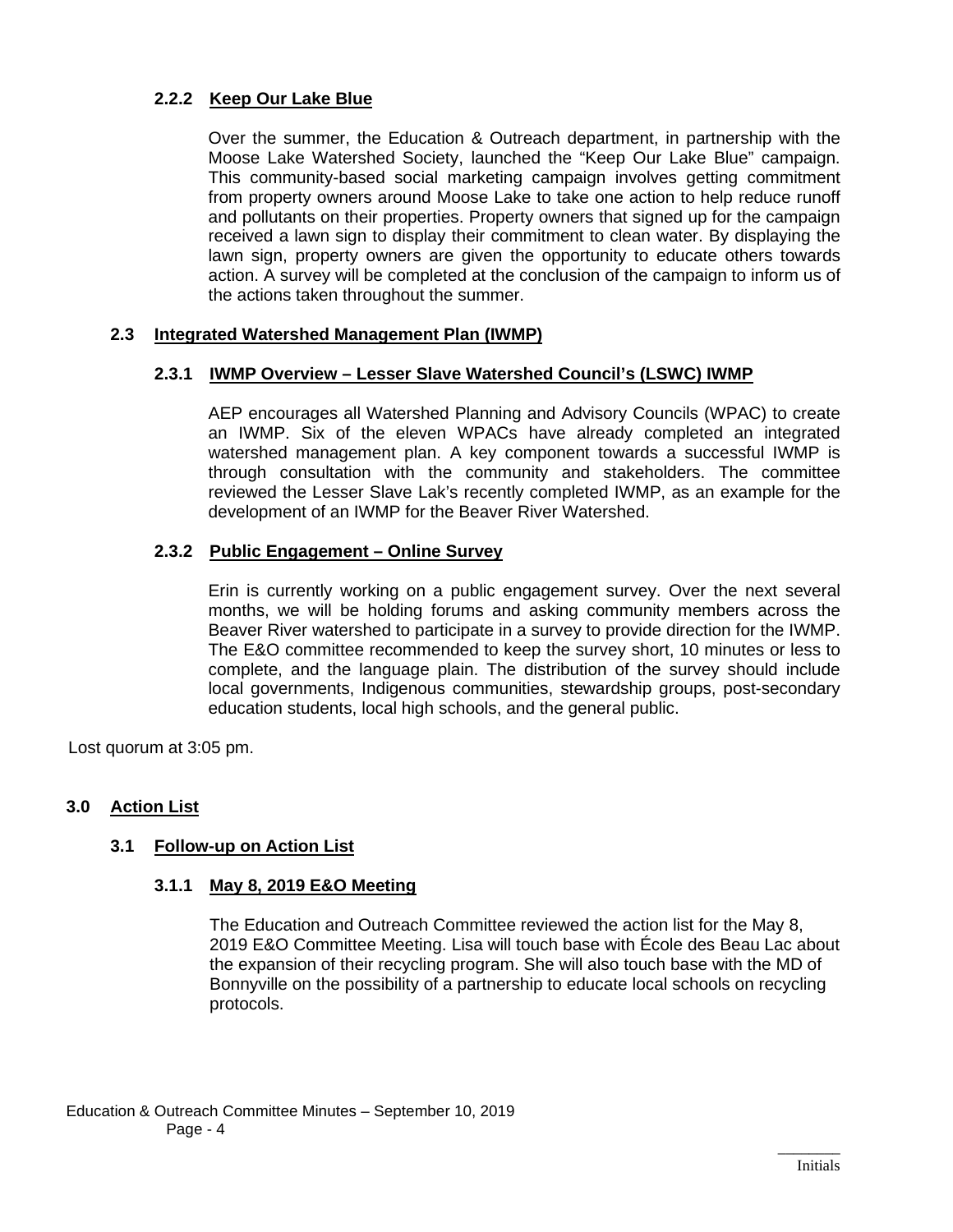#### 2.2.2 Keep Our Lake Blue

Over the summer, the Education & Outreach department, in partnership with the Moose Lake Watershed Society, launched the "Keep Our Lake Blue" campaign. This community-based social marketing campaign involves getting commitment from property owners around Moose Lake to take one action to help reduce runoff and pollutants on their properties. Property owners that signed up for the campaign received a lawn sign to display their commitment to clean water. By displaying the lawn sign, property owners are given the opportunity to educate others towards action. A survey will be completed at the conclusion of the campaign to inform us of the actions taken throughout the summer.

### 2.3 Integrated Watershed Management Plan (IWMP)

#### 2.3.1 IWMP Overview – Lesser Slave Watershed Council's (LSWC) IWMP

AEP encourages all Watershed Planning and Advisory Councils (WPAC) to create an IWMP. Six of the eleven WPACs have already completed an integrated watershed management plan. A key component towards a successful IWMP is through consultation with the community and stakeholders. The committee reviewed the Lesser Slave Lak's recently completed IWMP, as an example for the development of an IWMP for the Beaver River Watershed.

#### 2.3.2 Public Engagement – Online Survey

Erin is currently working on a public engagement survey. Over the next several months, we will be holding forums and asking community members across the Beaver River watershed to participate in a survey to provide direction for the IWMP. The E&O committee recommended to keep the survey short, 10 minutes or less to complete, and the language plain. The distribution of the survey should include local governments, Indigenous communities, stewardship groups, post-secondary education students, local high schools, and the general public.

Lost quorum at 3:05 pm.

## 3.0 Action List

### 3.1 Follow-up on Action List

#### 3.1.1 May 8, 2019 E&O Meeting

The Education and Outreach Committee reviewed the action list for the May 8, 2019 E&O Committee Meeting. Lisa will touch base with École des Beau Lac about the expansion of their recycling program. She will also touch base with the MD of Bonnyville on the possibility of a partnership to educate local schools on recycling protocols.

Initials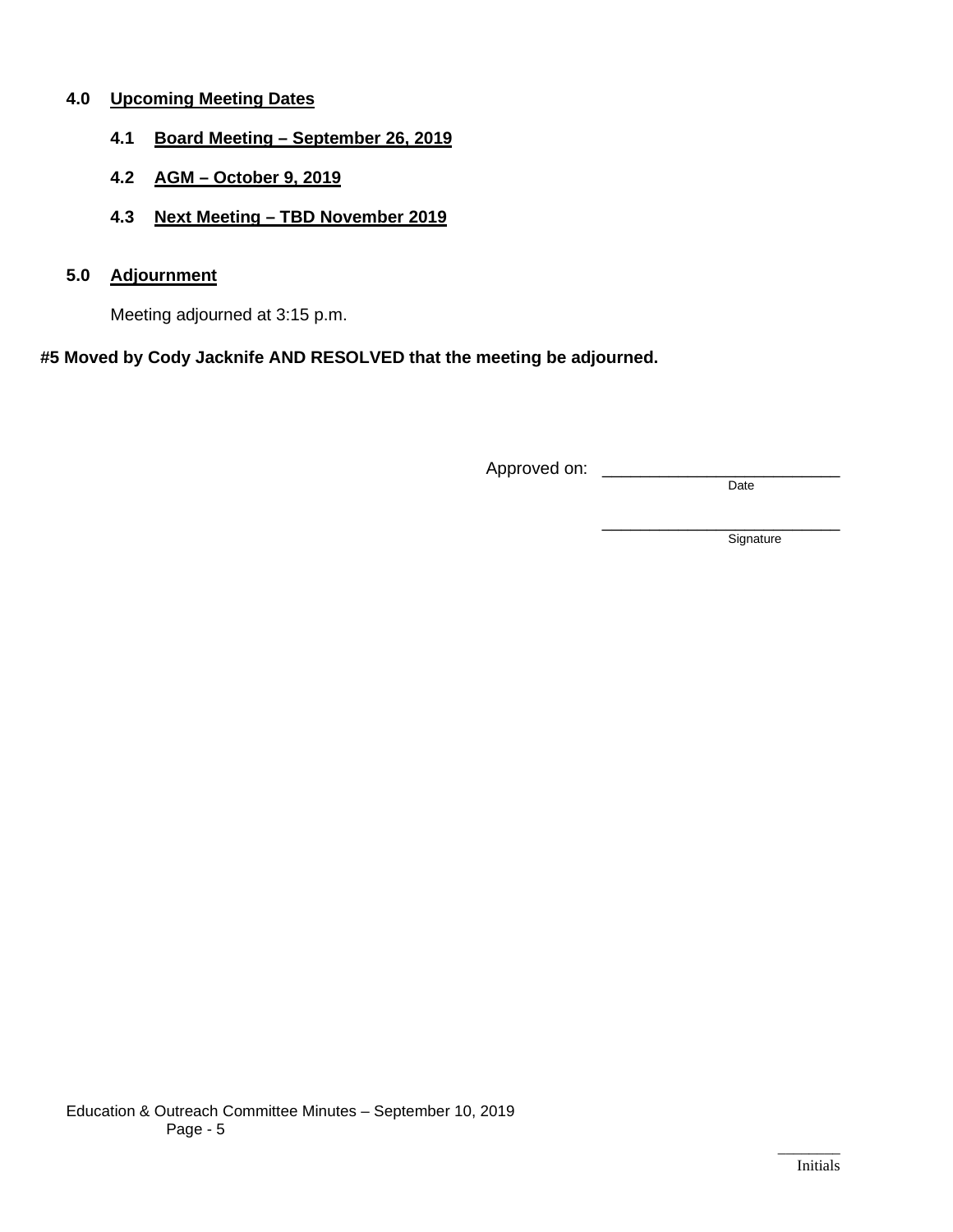## 4.0 Upcoming Meeting Dates

### 4.1 Board Meeting – September 26, 2019

### 4.2 AGM – October 9, 2019

### 4.3 Next Meeting – TBD November 2019

## 5.0 Adjournment

Meeting adjourned at 3:15 p.m.

**#5 Moved by Cody Jacknife AND RESOLVED that the meeting be adjourned.**

Approved on: ___________________________
Date

___________________________
Signature

________
Initials